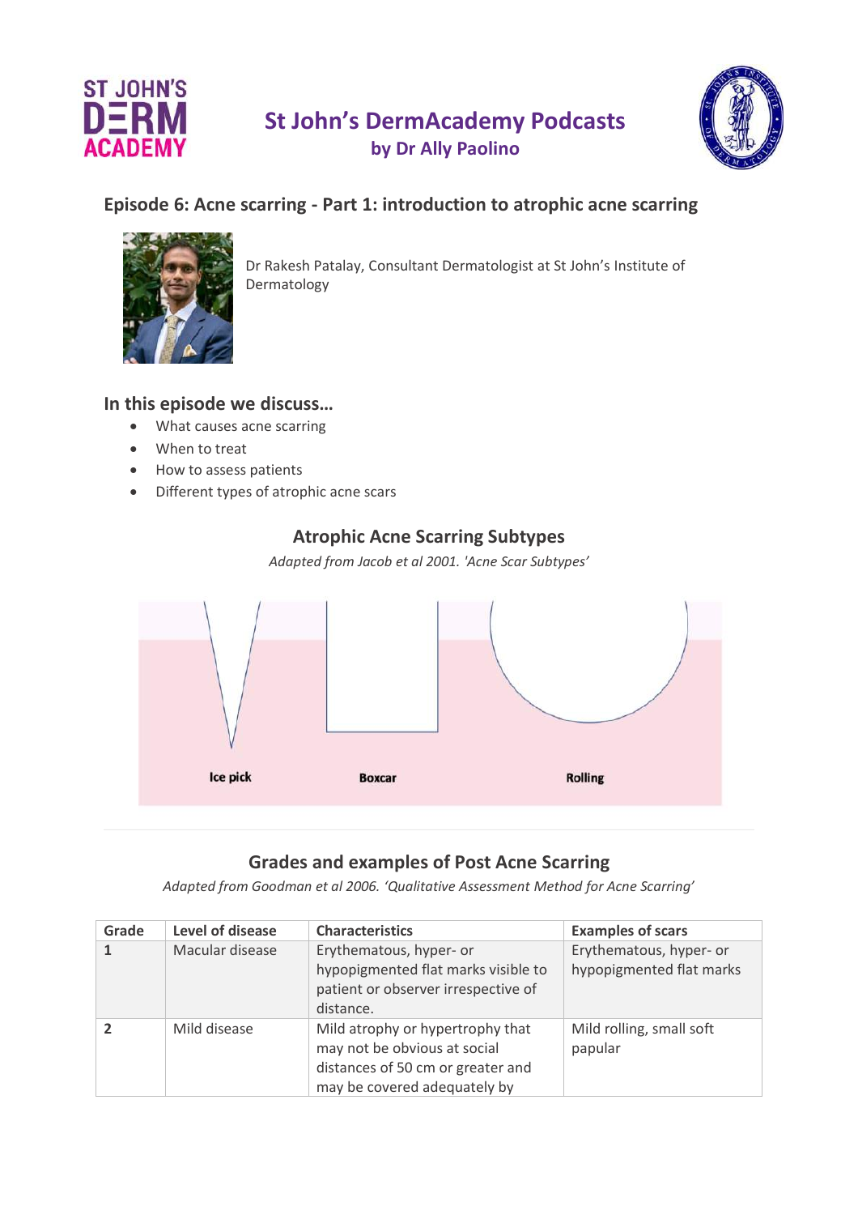# St John's DermAcademy Podcasts

**by Dr Ally Paolino**

## Episode 6: Acne scarring - Part 1: introduction to atrophic acne scarring

Dr Rakesh Patalay, Consultant Dermatologist at St John's Institute of Dermatology

## In this episode we discuss…

- What causes acne scarring
- When to treat
- How to assess patients
- Different types of atrophic acne scars

### Atrophic Acne Scarring Subtypes

*Adapted from Jacob et al 2001. 'Acne Scar Subtypes'*

Ice pick    Boxcar    Rolling

---

### Grades and examples of Post Acne Scarring

*Adapted from Goodman et al 2006. 'Qualitative Assessment Method for Acne Scarring'*

| Grade | Level of disease | Characteristics | Examples of scars |
|---|---|---|---|
| **1** | Macular disease | Erythematous, hyper- or hypopigmented flat marks visible to patient or observer irrespective of distance. | Erythematous, hyper- or hypopigmented flat marks |
| **2** | Mild disease | Mild atrophy or hypertrophy that may not be obvious at social distances of 50 cm or greater and may be covered adequately by | Mild rolling, small soft papular |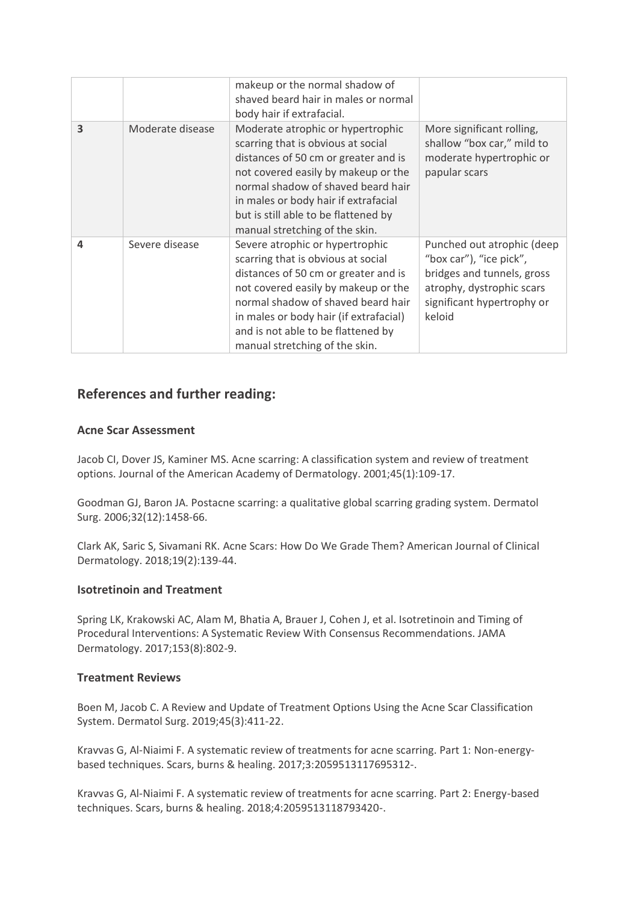| | | makeup or the normal shadow of shaved beard hair in males or normal body hair if extrafacial. | |
|---|---|---|---|
| **3** | Moderate disease | Moderate atrophic or hypertrophic scarring that is obvious at social distances of 50 cm or greater and is not covered easily by makeup or the normal shadow of shaved beard hair in males or body hair if extrafacial but is still able to be flattened by manual stretching of the skin. | More significant rolling, shallow "box car," mild to moderate hypertrophic or papular scars |
| **4** | Severe disease | Severe atrophic or hypertrophic scarring that is obvious at social distances of 50 cm or greater and is not covered easily by makeup or the normal shadow of shaved beard hair in males or body hair (if extrafacial) and is not able to be flattened by manual stretching of the skin. | Punched out atrophic (deep "box car"), "ice pick", bridges and tunnels, gross atrophy, dystrophic scars significant hypertrophy or keloid |

## References and further reading:

### Acne Scar Assessment

Jacob CI, Dover JS, Kaminer MS. Acne scarring: A classification system and review of treatment options. Journal of the American Academy of Dermatology. 2001;45(1):109-17.

Goodman GJ, Baron JA. Postacne scarring: a qualitative global scarring grading system. Dermatol Surg. 2006;32(12):1458-66.

Clark AK, Saric S, Sivamani RK. Acne Scars: How Do We Grade Them? American Journal of Clinical Dermatology. 2018;19(2):139-44.

### Isotretinoin and Treatment

Spring LK, Krakowski AC, Alam M, Bhatia A, Brauer J, Cohen J, et al. Isotretinoin and Timing of Procedural Interventions: A Systematic Review With Consensus Recommendations. JAMA Dermatology. 2017;153(8):802-9.

### Treatment Reviews

Boen M, Jacob C. A Review and Update of Treatment Options Using the Acne Scar Classification System. Dermatol Surg. 2019;45(3):411-22.

Kravvas G, Al-Niaimi F. A systematic review of treatments for acne scarring. Part 1: Non-energy-based techniques. Scars, burns & healing. 2017;3:2059513117695312-.

Kravvas G, Al-Niaimi F. A systematic review of treatments for acne scarring. Part 2: Energy-based techniques. Scars, burns & healing. 2018;4:2059513118793420-.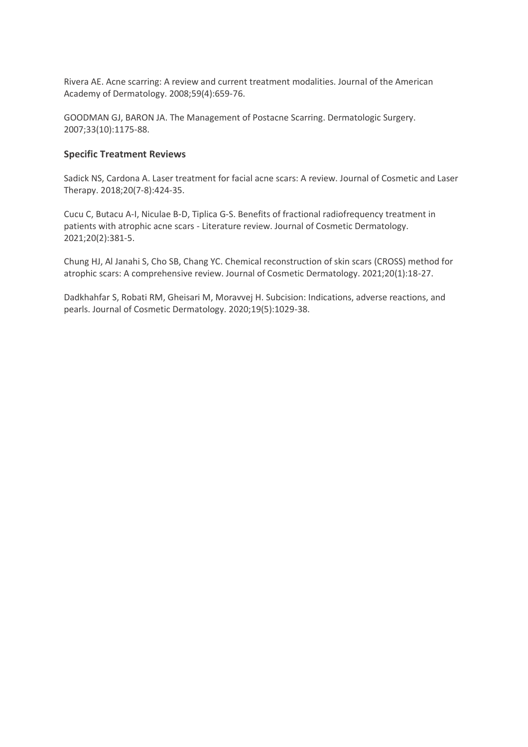Rivera AE. Acne scarring: A review and current treatment modalities. Journal of the American Academy of Dermatology. 2008;59(4):659-76.

GOODMAN GJ, BARON JA. The Management of Postacne Scarring. Dermatologic Surgery. 2007;33(10):1175-88.

### Specific Treatment Reviews

Sadick NS, Cardona A. Laser treatment for facial acne scars: A review. Journal of Cosmetic and Laser Therapy. 2018;20(7-8):424-35.

Cucu C, Butacu A-I, Niculae B-D, Tiplica G-S. Benefits of fractional radiofrequency treatment in patients with atrophic acne scars - Literature review. Journal of Cosmetic Dermatology. 2021;20(2):381-5.

Chung HJ, Al Janahi S, Cho SB, Chang YC. Chemical reconstruction of skin scars (CROSS) method for atrophic scars: A comprehensive review. Journal of Cosmetic Dermatology. 2021;20(1):18-27.

Dadkhahfar S, Robati RM, Gheisari M, Moravvej H. Subcision: Indications, adverse reactions, and pearls. Journal of Cosmetic Dermatology. 2020;19(5):1029-38.